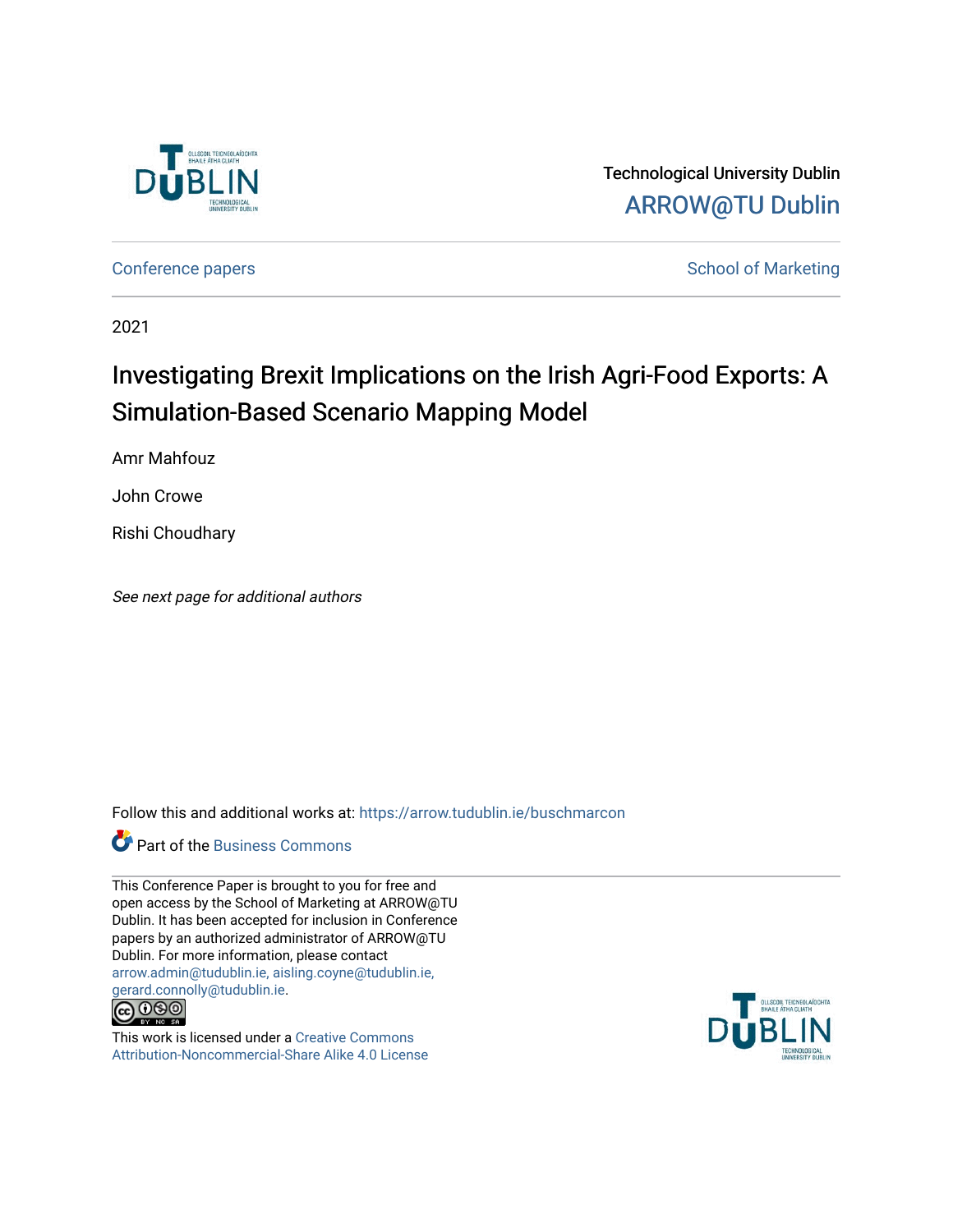Technological University Dublin

ARROW@TU Dublin

Conference papers | School of Marketing

2021

# Investigating Brexit Implications on the Irish Agri-Food Exports: A Simulation-Based Scenario Mapping Model

Amr Mahfouz

John Crowe

Rishi Choudhary

*See next page for additional authors*

Follow this and additional works at: https://arrow.tudublin.ie/buschmarcon

Part of the Business Commons

This Conference Paper is brought to you for free and open access by the School of Marketing at ARROW@TU Dublin. It has been accepted for inclusion in Conference papers by an authorized administrator of ARROW@TU Dublin. For more information, please contact arrow.admin@tudublin.ie, aisling.coyne@tudublin.ie, gerard.connolly@tudublin.ie.

This work is licensed under a Creative Commons Attribution-Noncommercial-Share Alike 4.0 License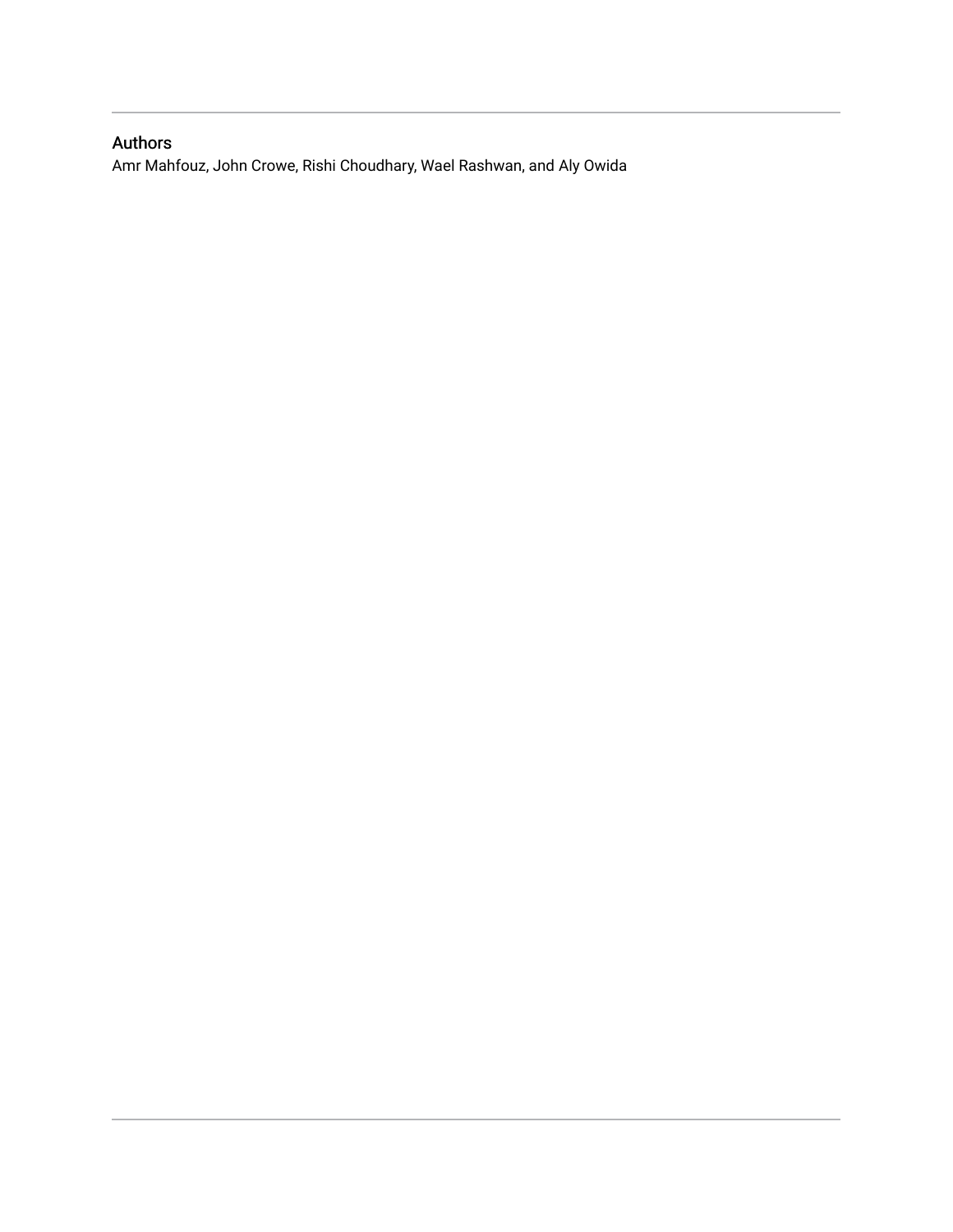## Authors

Amr Mahfouz, John Crowe, Rishi Choudhary, Wael Rashwan, and Aly Owida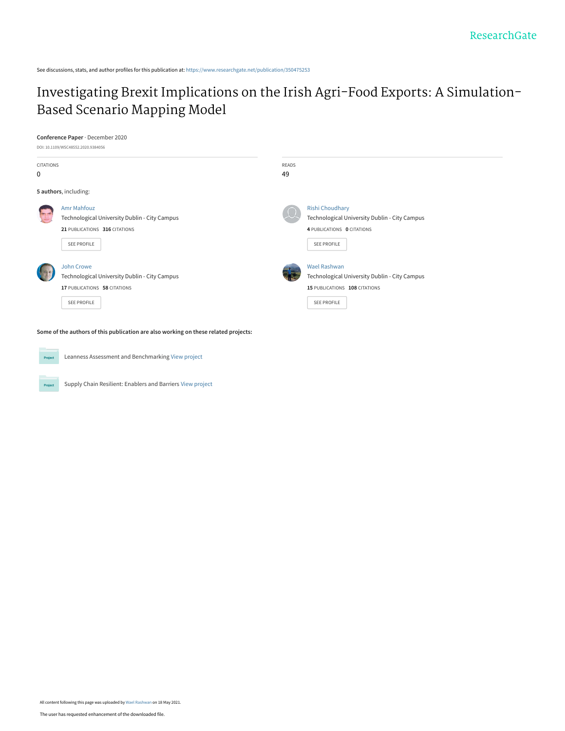See discussions, stats, and author profiles for this publication at: https://www.researchgate.net/publication/350475253

# Investigating Brexit Implications on the Irish Agri-Food Exports: A Simulation-Based Scenario Mapping Model

**Conference Paper** · December 2020

DOI: 10.1109/WSC48552.2020.9384056

| CITATIONS | READS |
|---|---|
| 0 | 49 |

**5 authors**, including:

**Amr Mahfouz**
Technological University Dublin - City Campus
**21** PUBLICATIONS **316** CITATIONS
SEE PROFILE

**Rishi Choudhary**
Technological University Dublin - City Campus
**4** PUBLICATIONS **0** CITATIONS
SEE PROFILE

**John Crowe**
Technological University Dublin - City Campus
**17** PUBLICATIONS **58** CITATIONS
SEE PROFILE

**Wael Rashwan**
Technological University Dublin - City Campus
**15** PUBLICATIONS **108** CITATIONS
SEE PROFILE

**Some of the authors of this publication are also working on these related projects:**

- Leanness Assessment and Benchmarking View project
- Supply Chain Resilient: Enablers and Barriers View project

All content following this page was uploaded by Wael Rashwan on 18 May 2021.

The user has requested enhancement of the downloaded file.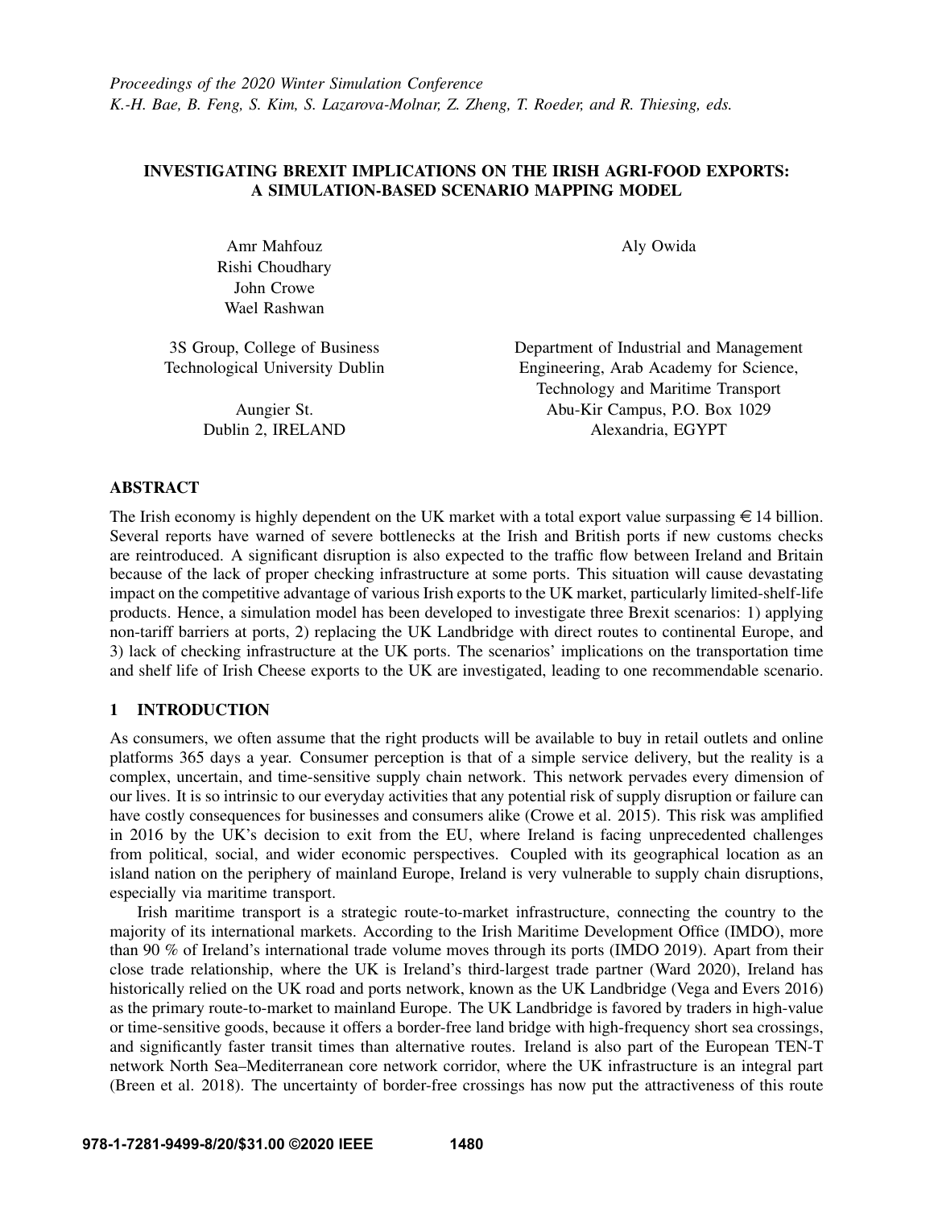*Proceedings of the 2020 Winter Simulation Conference*
*K.-H. Bae, B. Feng, S. Kim, S. Lazarova-Molnar, Z. Zheng, T. Roeder, and R. Thiesing, eds.*

# INVESTIGATING BREXIT IMPLICATIONS ON THE IRISH AGRI-FOOD EXPORTS: A SIMULATION-BASED SCENARIO MAPPING MODEL

Amr Mahfouz
Rishi Choudhary
John Crowe
Wael Rashwan

3S Group, College of Business
Technological University Dublin

Aungier St.
Dublin 2, IRELAND

Aly Owida

Department of Industrial and Management Engineering, Arab Academy for Science, Technology and Maritime Transport
Abu-Kir Campus, P.O. Box 1029
Alexandria, EGYPT

## ABSTRACT

The Irish economy is highly dependent on the UK market with a total export value surpassing €14 billion. Several reports have warned of severe bottlenecks at the Irish and British ports if new customs checks are reintroduced. A significant disruption is also expected to the traffic flow between Ireland and Britain because of the lack of proper checking infrastructure at some ports. This situation will cause devastating impact on the competitive advantage of various Irish exports to the UK market, particularly limited-shelf-life products. Hence, a simulation model has been developed to investigate three Brexit scenarios: 1) applying non-tariff barriers at ports, 2) replacing the UK Landbridge with direct routes to continental Europe, and 3) lack of checking infrastructure at the UK ports. The scenarios' implications on the transportation time and shelf life of Irish Cheese exports to the UK are investigated, leading to one recommendable scenario.

## 1 INTRODUCTION

As consumers, we often assume that the right products will be available to buy in retail outlets and online platforms 365 days a year. Consumer perception is that of a simple service delivery, but the reality is a complex, uncertain, and time-sensitive supply chain network. This network pervades every dimension of our lives. It is so intrinsic to our everyday activities that any potential risk of supply disruption or failure can have costly consequences for businesses and consumers alike (Crowe et al. 2015). This risk was amplified in 2016 by the UK's decision to exit from the EU, where Ireland is facing unprecedented challenges from political, social, and wider economic perspectives. Coupled with its geographical location as an island nation on the periphery of mainland Europe, Ireland is very vulnerable to supply chain disruptions, especially via maritime transport.

Irish maritime transport is a strategic route-to-market infrastructure, connecting the country to the majority of its international markets. According to the Irish Maritime Development Office (IMDO), more than 90 % of Ireland's international trade volume moves through its ports (IMDO 2019). Apart from their close trade relationship, where the UK is Ireland's third-largest trade partner (Ward 2020), Ireland has historically relied on the UK road and ports network, known as the UK Landbridge (Vega and Evers 2016) as the primary route-to-market to mainland Europe. The UK Landbridge is favored by traders in high-value or time-sensitive goods, because it offers a border-free land bridge with high-frequency short sea crossings, and significantly faster transit times than alternative routes. Ireland is also part of the European TEN-T network North Sea–Mediterranean core network corridor, where the UK infrastructure is an integral part (Breen et al. 2018). The uncertainty of border-free crossings has now put the attractiveness of this route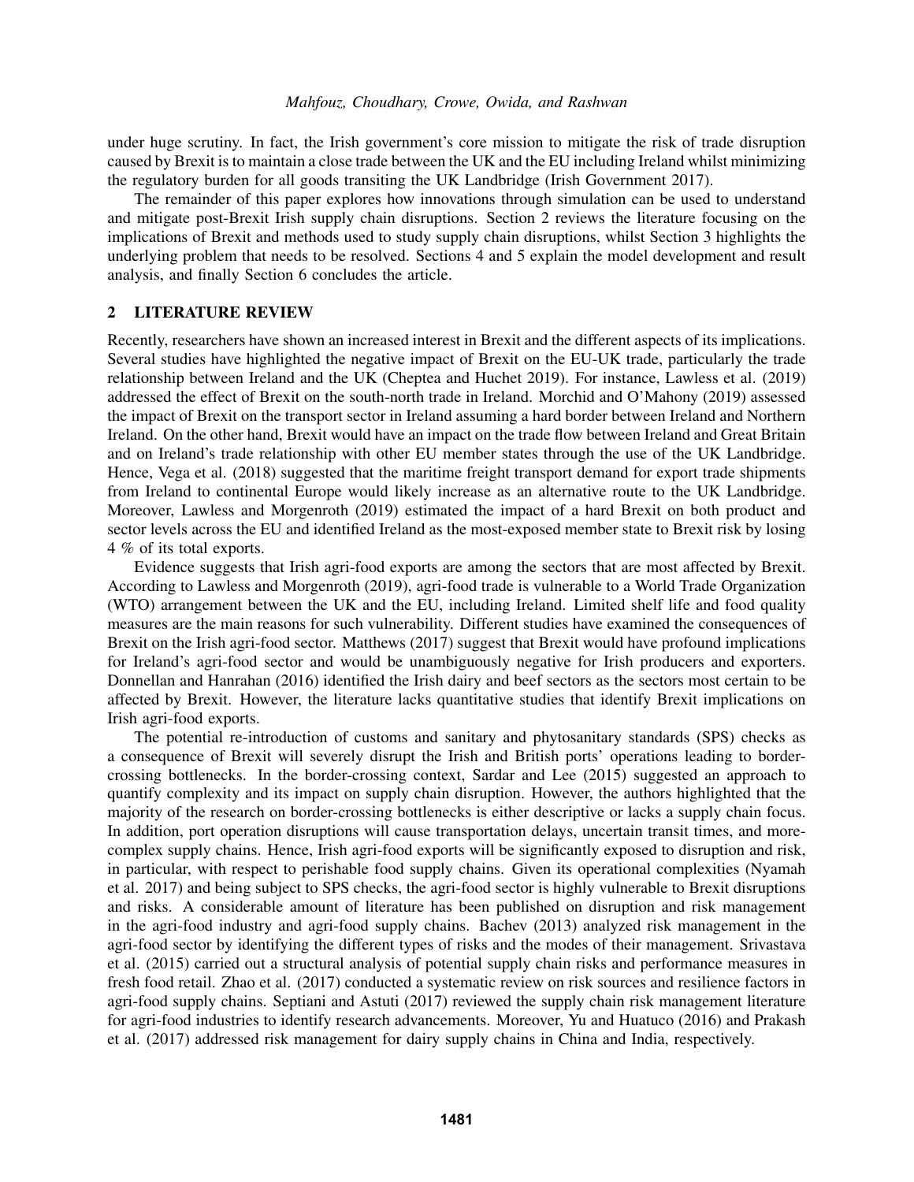under huge scrutiny. In fact, the Irish government's core mission to mitigate the risk of trade disruption caused by Brexit is to maintain a close trade between the UK and the EU including Ireland whilst minimizing the regulatory burden for all goods transiting the UK Landbridge (Irish Government 2017).

The remainder of this paper explores how innovations through simulation can be used to understand and mitigate post-Brexit Irish supply chain disruptions. Section 2 reviews the literature focusing on the implications of Brexit and methods used to study supply chain disruptions, whilst Section 3 highlights the underlying problem that needs to be resolved. Sections 4 and 5 explain the model development and result analysis, and finally Section 6 concludes the article.

## 2 LITERATURE REVIEW

Recently, researchers have shown an increased interest in Brexit and the different aspects of its implications. Several studies have highlighted the negative impact of Brexit on the EU-UK trade, particularly the trade relationship between Ireland and the UK (Cheptea and Huchet 2019). For instance, Lawless et al. (2019) addressed the effect of Brexit on the south-north trade in Ireland. Morchid and O'Mahony (2019) assessed the impact of Brexit on the transport sector in Ireland assuming a hard border between Ireland and Northern Ireland. On the other hand, Brexit would have an impact on the trade flow between Ireland and Great Britain and on Ireland's trade relationship with other EU member states through the use of the UK Landbridge. Hence, Vega et al. (2018) suggested that the maritime freight transport demand for export trade shipments from Ireland to continental Europe would likely increase as an alternative route to the UK Landbridge. Moreover, Lawless and Morgenroth (2019) estimated the impact of a hard Brexit on both product and sector levels across the EU and identified Ireland as the most-exposed member state to Brexit risk by losing 4 % of its total exports.

Evidence suggests that Irish agri-food exports are among the sectors that are most affected by Brexit. According to Lawless and Morgenroth (2019), agri-food trade is vulnerable to a World Trade Organization (WTO) arrangement between the UK and the EU, including Ireland. Limited shelf life and food quality measures are the main reasons for such vulnerability. Different studies have examined the consequences of Brexit on the Irish agri-food sector. Matthews (2017) suggest that Brexit would have profound implications for Ireland's agri-food sector and would be unambiguously negative for Irish producers and exporters. Donnellan and Hanrahan (2016) identified the Irish dairy and beef sectors as the sectors most certain to be affected by Brexit. However, the literature lacks quantitative studies that identify Brexit implications on Irish agri-food exports.

The potential re-introduction of customs and sanitary and phytosanitary standards (SPS) checks as a consequence of Brexit will severely disrupt the Irish and British ports' operations leading to border-crossing bottlenecks. In the border-crossing context, Sardar and Lee (2015) suggested an approach to quantify complexity and its impact on supply chain disruption. However, the authors highlighted that the majority of the research on border-crossing bottlenecks is either descriptive or lacks a supply chain focus. In addition, port operation disruptions will cause transportation delays, uncertain transit times, and more-complex supply chains. Hence, Irish agri-food exports will be significantly exposed to disruption and risk, in particular, with respect to perishable food supply chains. Given its operational complexities (Nyamah et al. 2017) and being subject to SPS checks, the agri-food sector is highly vulnerable to Brexit disruptions and risks. A considerable amount of literature has been published on disruption and risk management in the agri-food industry and agri-food supply chains. Bachev (2013) analyzed risk management in the agri-food sector by identifying the different types of risks and the modes of their management. Srivastava et al. (2015) carried out a structural analysis of potential supply chain risks and performance measures in fresh food retail. Zhao et al. (2017) conducted a systematic review on risk sources and resilience factors in agri-food supply chains. Septiani and Astuti (2017) reviewed the supply chain risk management literature for agri-food industries to identify research advancements. Moreover, Yu and Huatuco (2016) and Prakash et al. (2017) addressed risk management for dairy supply chains in China and India, respectively.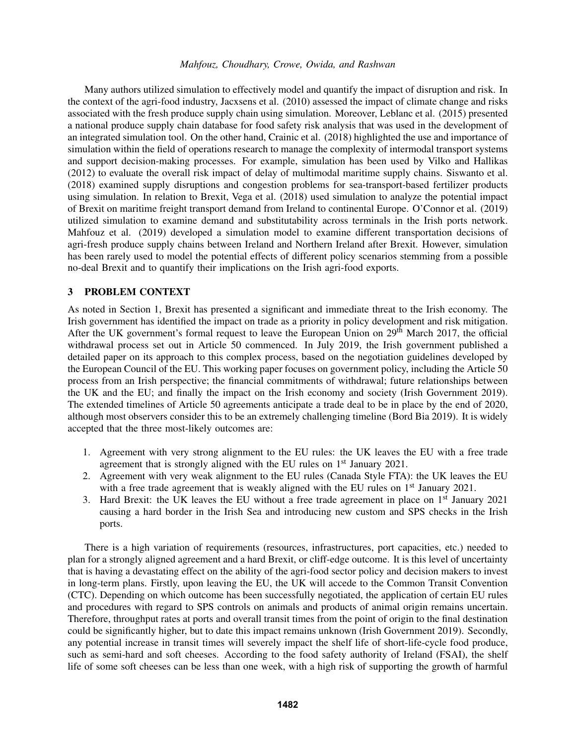Many authors utilized simulation to effectively model and quantify the impact of disruption and risk. In the context of the agri-food industry, Jacxsens et al. (2010) assessed the impact of climate change and risks associated with the fresh produce supply chain using simulation. Moreover, Leblanc et al. (2015) presented a national produce supply chain database for food safety risk analysis that was used in the development of an integrated simulation tool. On the other hand, Crainic et al. (2018) highlighted the use and importance of simulation within the field of operations research to manage the complexity of intermodal transport systems and support decision-making processes. For example, simulation has been used by Vilko and Hallikas (2012) to evaluate the overall risk impact of delay of multimodal maritime supply chains. Siswanto et al. (2018) examined supply disruptions and congestion problems for sea-transport-based fertilizer products using simulation. In relation to Brexit, Vega et al. (2018) used simulation to analyze the potential impact of Brexit on maritime freight transport demand from Ireland to continental Europe. O'Connor et al. (2019) utilized simulation to examine demand and substitutability across terminals in the Irish ports network. Mahfouz et al. (2019) developed a simulation model to examine different transportation decisions of agri-fresh produce supply chains between Ireland and Northern Ireland after Brexit. However, simulation has been rarely used to model the potential effects of different policy scenarios stemming from a possible no-deal Brexit and to quantify their implications on the Irish agri-food exports.

## 3 PROBLEM CONTEXT

As noted in Section 1, Brexit has presented a significant and immediate threat to the Irish economy. The Irish government has identified the impact on trade as a priority in policy development and risk mitigation. After the UK government's formal request to leave the European Union on 29th March 2017, the official withdrawal process set out in Article 50 commenced. In July 2019, the Irish government published a detailed paper on its approach to this complex process, based on the negotiation guidelines developed by the European Council of the EU. This working paper focuses on government policy, including the Article 50 process from an Irish perspective; the financial commitments of withdrawal; future relationships between the UK and the EU; and finally the impact on the Irish economy and society (Irish Government 2019). The extended timelines of Article 50 agreements anticipate a trade deal to be in place by the end of 2020, although most observers consider this to be an extremely challenging timeline (Bord Bia 2019). It is widely accepted that the three most-likely outcomes are:

1. Agreement with very strong alignment to the EU rules: the UK leaves the EU with a free trade agreement that is strongly aligned with the EU rules on 1st January 2021.
2. Agreement with very weak alignment to the EU rules (Canada Style FTA): the UK leaves the EU with a free trade agreement that is weakly aligned with the EU rules on 1st January 2021.
3. Hard Brexit: the UK leaves the EU without a free trade agreement in place on 1st January 2021 causing a hard border in the Irish Sea and introducing new custom and SPS checks in the Irish ports.

There is a high variation of requirements (resources, infrastructures, port capacities, etc.) needed to plan for a strongly aligned agreement and a hard Brexit, or cliff-edge outcome. It is this level of uncertainty that is having a devastating effect on the ability of the agri-food sector policy and decision makers to invest in long-term plans. Firstly, upon leaving the EU, the UK will accede to the Common Transit Convention (CTC). Depending on which outcome has been successfully negotiated, the application of certain EU rules and procedures with regard to SPS controls on animals and products of animal origin remains uncertain. Therefore, throughput rates at ports and overall transit times from the point of origin to the final destination could be significantly higher, but to date this impact remains unknown (Irish Government 2019). Secondly, any potential increase in transit times will severely impact the shelf life of short-life-cycle food produce, such as semi-hard and soft cheeses. According to the food safety authority of Ireland (FSAI), the shelf life of some soft cheeses can be less than one week, with a high risk of supporting the growth of harmful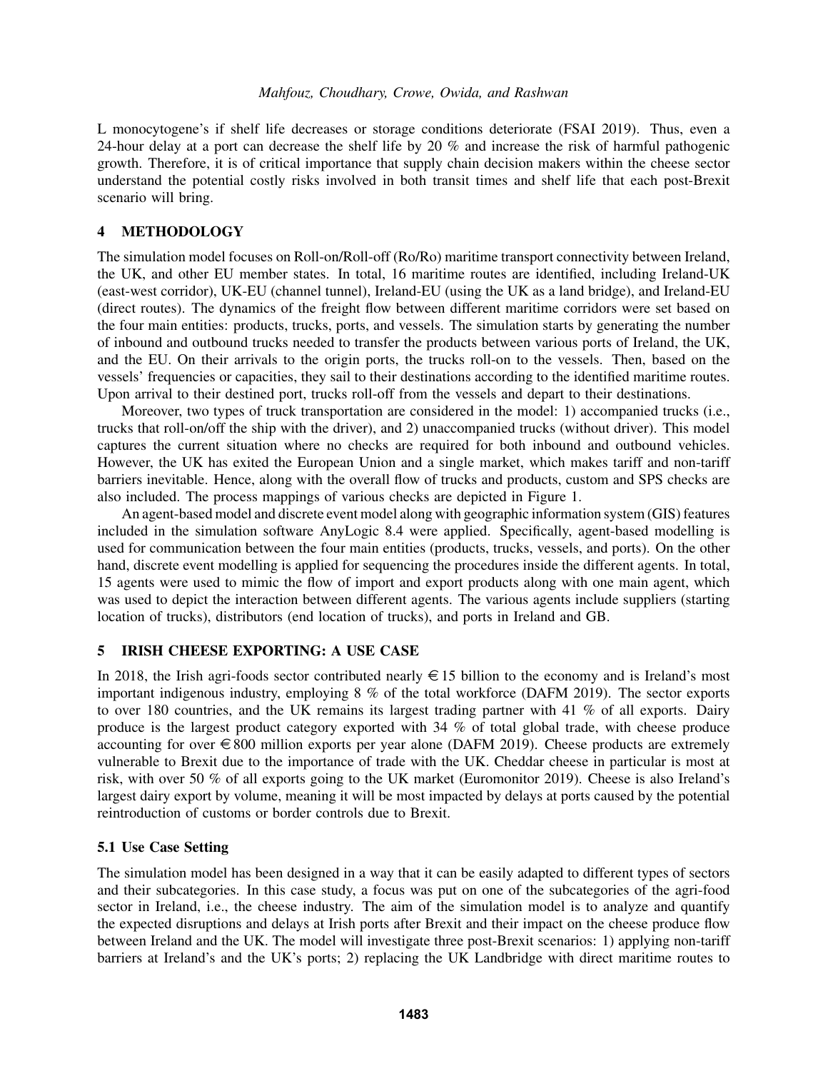L monocytogene's if shelf life decreases or storage conditions deteriorate (FSAI 2019). Thus, even a 24-hour delay at a port can decrease the shelf life by 20 % and increase the risk of harmful pathogenic growth. Therefore, it is of critical importance that supply chain decision makers within the cheese sector understand the potential costly risks involved in both transit times and shelf life that each post-Brexit scenario will bring.

## 4 METHODOLOGY

The simulation model focuses on Roll-on/Roll-off (Ro/Ro) maritime transport connectivity between Ireland, the UK, and other EU member states. In total, 16 maritime routes are identified, including Ireland-UK (east-west corridor), UK-EU (channel tunnel), Ireland-EU (using the UK as a land bridge), and Ireland-EU (direct routes). The dynamics of the freight flow between different maritime corridors were set based on the four main entities: products, trucks, ports, and vessels. The simulation starts by generating the number of inbound and outbound trucks needed to transfer the products between various ports of Ireland, the UK, and the EU. On their arrivals to the origin ports, the trucks roll-on to the vessels. Then, based on the vessels' frequencies or capacities, they sail to their destinations according to the identified maritime routes. Upon arrival to their destined port, trucks roll-off from the vessels and depart to their destinations.

Moreover, two types of truck transportation are considered in the model: 1) accompanied trucks (i.e., trucks that roll-on/off the ship with the driver), and 2) unaccompanied trucks (without driver). This model captures the current situation where no checks are required for both inbound and outbound vehicles. However, the UK has exited the European Union and a single market, which makes tariff and non-tariff barriers inevitable. Hence, along with the overall flow of trucks and products, custom and SPS checks are also included. The process mappings of various checks are depicted in Figure 1.

An agent-based model and discrete event model along with geographic information system (GIS) features included in the simulation software AnyLogic 8.4 were applied. Specifically, agent-based modelling is used for communication between the four main entities (products, trucks, vessels, and ports). On the other hand, discrete event modelling is applied for sequencing the procedures inside the different agents. In total, 15 agents were used to mimic the flow of import and export products along with one main agent, which was used to depict the interaction between different agents. The various agents include suppliers (starting location of trucks), distributors (end location of trucks), and ports in Ireland and GB.

## 5 IRISH CHEESE EXPORTING: A USE CASE

In 2018, the Irish agri-foods sector contributed nearly €15 billion to the economy and is Ireland's most important indigenous industry, employing 8 % of the total workforce (DAFM 2019). The sector exports to over 180 countries, and the UK remains its largest trading partner with 41 % of all exports. Dairy produce is the largest product category exported with 34 % of total global trade, with cheese produce accounting for over €800 million exports per year alone (DAFM 2019). Cheese products are extremely vulnerable to Brexit due to the importance of trade with the UK. Cheddar cheese in particular is most at risk, with over 50 % of all exports going to the UK market (Euromonitor 2019). Cheese is also Ireland's largest dairy export by volume, meaning it will be most impacted by delays at ports caused by the potential reintroduction of customs or border controls due to Brexit.

### 5.1 Use Case Setting

The simulation model has been designed in a way that it can be easily adapted to different types of sectors and their subcategories. In this case study, a focus was put on one of the subcategories of the agri-food sector in Ireland, i.e., the cheese industry. The aim of the simulation model is to analyze and quantify the expected disruptions and delays at Irish ports after Brexit and their impact on the cheese produce flow between Ireland and the UK. The model will investigate three post-Brexit scenarios: 1) applying non-tariff barriers at Ireland's and the UK's ports; 2) replacing the UK Landbridge with direct maritime routes to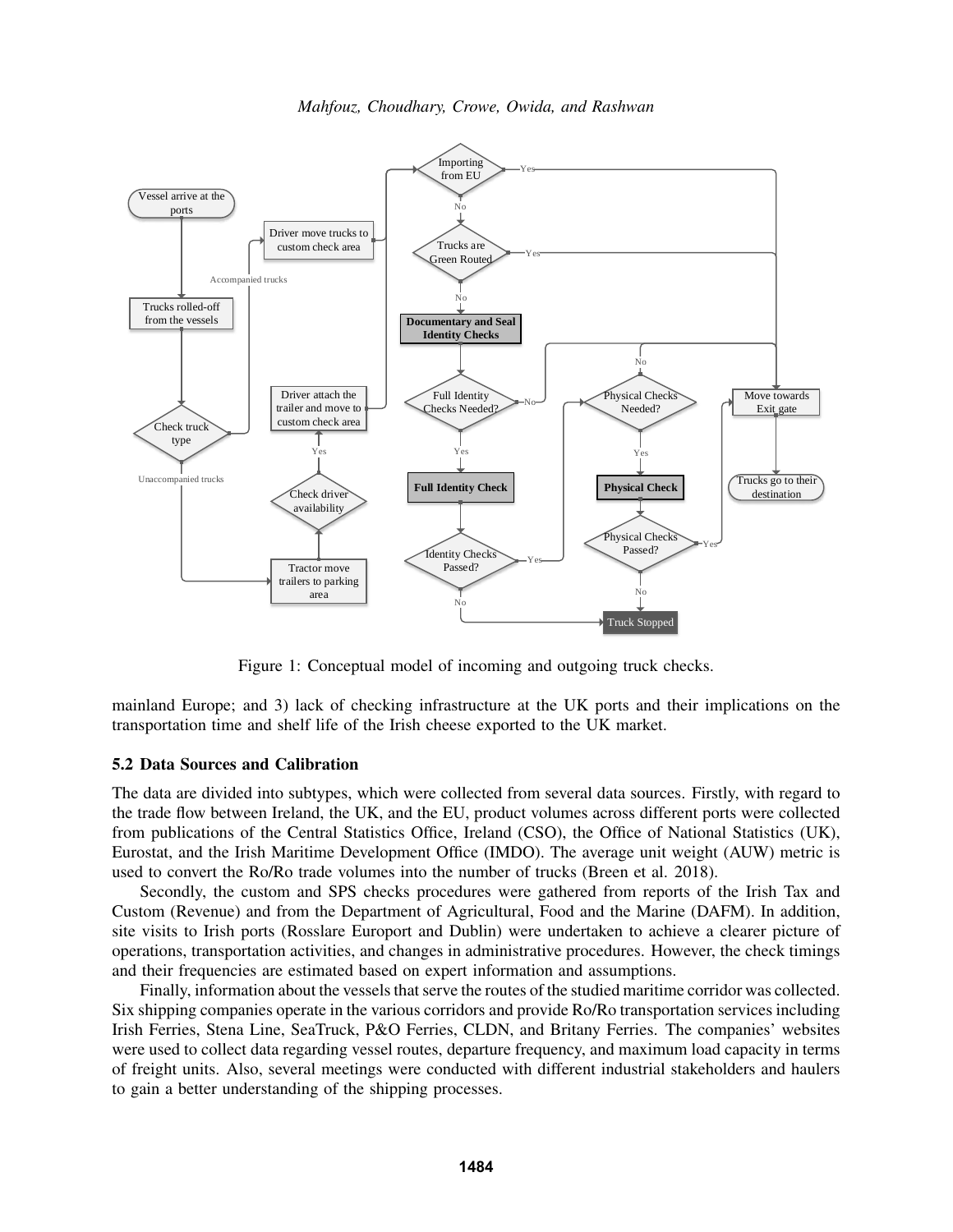Figure 1: Conceptual model of incoming and outgoing truck checks.

mainland Europe; and 3) lack of checking infrastructure at the UK ports and their implications on the transportation time and shelf life of the Irish cheese exported to the UK market.

### 5.2 Data Sources and Calibration

The data are divided into subtypes, which were collected from several data sources. Firstly, with regard to the trade flow between Ireland, the UK, and the EU, product volumes across different ports were collected from publications of the Central Statistics Office, Ireland (CSO), the Office of National Statistics (UK), Eurostat, and the Irish Maritime Development Office (IMDO). The average unit weight (AUW) metric is used to convert the Ro/Ro trade volumes into the number of trucks (Breen et al. 2018).

Secondly, the custom and SPS checks procedures were gathered from reports of the Irish Tax and Custom (Revenue) and from the Department of Agricultural, Food and the Marine (DAFM). In addition, site visits to Irish ports (Rosslare Europort and Dublin) were undertaken to achieve a clearer picture of operations, transportation activities, and changes in administrative procedures. However, the check timings and their frequencies are estimated based on expert information and assumptions.

Finally, information about the vessels that serve the routes of the studied maritime corridor was collected. Six shipping companies operate in the various corridors and provide Ro/Ro transportation services including Irish Ferries, Stena Line, SeaTruck, P&O Ferries, CLDN, and Britany Ferries. The companies' websites were used to collect data regarding vessel routes, departure frequency, and maximum load capacity in terms of freight units. Also, several meetings were conducted with different industrial stakeholders and haulers to gain a better understanding of the shipping processes.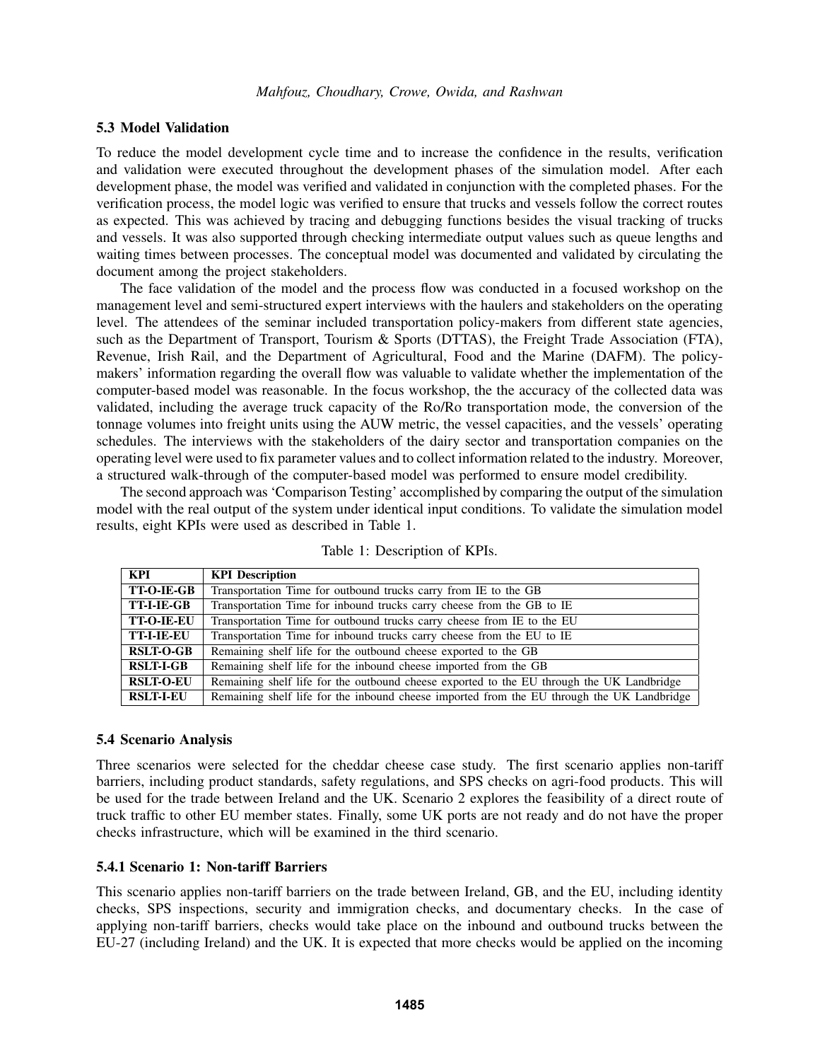### 5.3 Model Validation

To reduce the model development cycle time and to increase the confidence in the results, verification and validation were executed throughout the development phases of the simulation model. After each development phase, the model was verified and validated in conjunction with the completed phases. For the verification process, the model logic was verified to ensure that trucks and vessels follow the correct routes as expected. This was achieved by tracing and debugging functions besides the visual tracking of trucks and vessels. It was also supported through checking intermediate output values such as queue lengths and waiting times between processes. The conceptual model was documented and validated by circulating the document among the project stakeholders.

The face validation of the model and the process flow was conducted in a focused workshop on the management level and semi-structured expert interviews with the haulers and stakeholders on the operating level. The attendees of the seminar included transportation policy-makers from different state agencies, such as the Department of Transport, Tourism & Sports (DTTAS), the Freight Trade Association (FTA), Revenue, Irish Rail, and the Department of Agricultural, Food and the Marine (DAFM). The policy-makers' information regarding the overall flow was valuable to validate whether the implementation of the computer-based model was reasonable. In the focus workshop, the the accuracy of the collected data was validated, including the average truck capacity of the Ro/Ro transportation mode, the conversion of the tonnage volumes into freight units using the AUW metric, the vessel capacities, and the vessels' operating schedules. The interviews with the stakeholders of the dairy sector and transportation companies on the operating level were used to fix parameter values and to collect information related to the industry. Moreover, a structured walk-through of the computer-based model was performed to ensure model credibility.

The second approach was 'Comparison Testing' accomplished by comparing the output of the simulation model with the real output of the system under identical input conditions. To validate the simulation model results, eight KPIs were used as described in Table 1.

Table 1: Description of KPIs.

| KPI | KPI Description |
|---|---|
| TT-O-IE-GB | Transportation Time for outbound trucks carry from IE to the GB |
| TT-I-IE-GB | Transportation Time for inbound trucks carry cheese from the GB to IE |
| TT-O-IE-EU | Transportation Time for outbound trucks carry cheese from IE to the EU |
| TT-I-IE-EU | Transportation Time for inbound trucks carry cheese from the EU to IE |
| RSLT-O-GB | Remaining shelf life for the outbound cheese exported to the GB |
| RSLT-I-GB | Remaining shelf life for the inbound cheese imported from the GB |
| RSLT-O-EU | Remaining shelf life for the outbound cheese exported to the EU through the UK Landbridge |
| RSLT-I-EU | Remaining shelf life for the inbound cheese imported from the EU through the UK Landbridge |

### 5.4 Scenario Analysis

Three scenarios were selected for the cheddar cheese case study. The first scenario applies non-tariff barriers, including product standards, safety regulations, and SPS checks on agri-food products. This will be used for the trade between Ireland and the UK. Scenario 2 explores the feasibility of a direct route of truck traffic to other EU member states. Finally, some UK ports are not ready and do not have the proper checks infrastructure, which will be examined in the third scenario.

#### 5.4.1 Scenario 1: Non-tariff Barriers

This scenario applies non-tariff barriers on the trade between Ireland, GB, and the EU, including identity checks, SPS inspections, security and immigration checks, and documentary checks. In the case of applying non-tariff barriers, checks would take place on the inbound and outbound trucks between the EU-27 (including Ireland) and the UK. It is expected that more checks would be applied on the incoming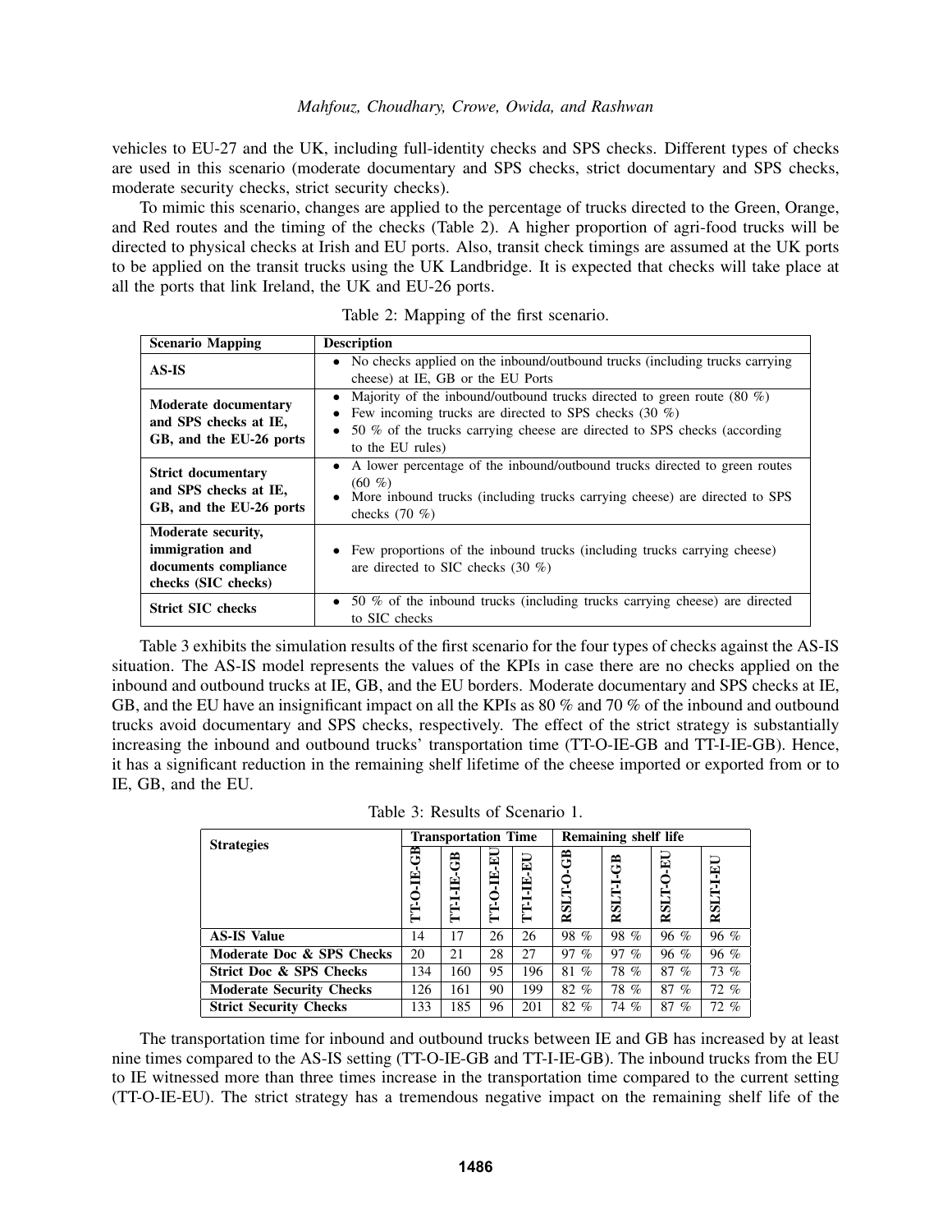vehicles to EU-27 and the UK, including full-identity checks and SPS checks. Different types of checks are used in this scenario (moderate documentary and SPS checks, strict documentary and SPS checks, moderate security checks, strict security checks).

To mimic this scenario, changes are applied to the percentage of trucks directed to the Green, Orange, and Red routes and the timing of the checks (Table 2). A higher proportion of agri-food trucks will be directed to physical checks at Irish and EU ports. Also, transit check timings are assumed at the UK ports to be applied on the transit trucks using the UK Landbridge. It is expected that checks will take place at all the ports that link Ireland, the UK and EU-26 ports.

Table 2: Mapping of the first scenario.

| Scenario Mapping | Description |
|---|---|
| **AS-IS** | • No checks applied on the inbound/outbound trucks (including trucks carrying cheese) at IE, GB or the EU Ports |
| **Moderate documentary and SPS checks at IE, GB, and the EU-26 ports** | • Majority of the inbound/outbound trucks directed to green route (80 %) <br> • Few incoming trucks are directed to SPS checks (30 %) <br> • 50 % of the trucks carrying cheese are directed to SPS checks (according to the EU rules) |
| **Strict documentary and SPS checks at IE, GB, and the EU-26 ports** | • A lower percentage of the inbound/outbound trucks directed to green routes (60 %) <br> • More inbound trucks (including trucks carrying cheese) are directed to SPS checks (70 %) |
| **Moderate security, immigration and documents compliance checks (SIC checks)** | • Few proportions of the inbound trucks (including trucks carrying cheese) are directed to SIC checks (30 %) |
| **Strict SIC checks** | • 50 % of the inbound trucks (including trucks carrying cheese) are directed to SIC checks |

Table 3 exhibits the simulation results of the first scenario for the four types of checks against the AS-IS situation. The AS-IS model represents the values of the KPIs in case there are no checks applied on the inbound and outbound trucks at IE, GB, and the EU borders. Moderate documentary and SPS checks at IE, GB, and the EU have an insignificant impact on all the KPIs as 80 % and 70 % of the inbound and outbound trucks avoid documentary and SPS checks, respectively. The effect of the strict strategy is substantially increasing the inbound and outbound trucks' transportation time (TT-O-IE-GB and TT-I-IE-GB). Hence, it has a significant reduction in the remaining shelf lifetime of the cheese imported or exported from or to IE, GB, and the EU.

Table 3: Results of Scenario 1.

| Strategies | Transportation Time | | | | Remaining shelf life | | | |
|---|---|---|---|---|---|---|---|---|
| | TT-O-IE-GB | TT-I-IE-GB | TT-O-IE-EU | TT-I-IE-EU | RSLT-O-GB | RSLT-I-GB | RSLT-O-EU | RSLT-I-EU |
| **AS-IS Value** | 14 | 17 | 26 | 26 | 98 % | 98 % | 96 % | 96 % |
| **Moderate Doc & SPS Checks** | 20 | 21 | 28 | 27 | 97 % | 97 % | 96 % | 96 % |
| **Strict Doc & SPS Checks** | 134 | 160 | 95 | 196 | 81 % | 78 % | 87 % | 73 % |
| **Moderate Security Checks** | 126 | 161 | 90 | 199 | 82 % | 78 % | 87 % | 72 % |
| **Strict Security Checks** | 133 | 185 | 96 | 201 | 82 % | 74 % | 87 % | 72 % |

The transportation time for inbound and outbound trucks between IE and GB has increased by at least nine times compared to the AS-IS setting (TT-O-IE-GB and TT-I-IE-GB). The inbound trucks from the EU to IE witnessed more than three times increase in the transportation time compared to the current setting (TT-O-IE-EU). The strict strategy has a tremendous negative impact on the remaining shelf life of the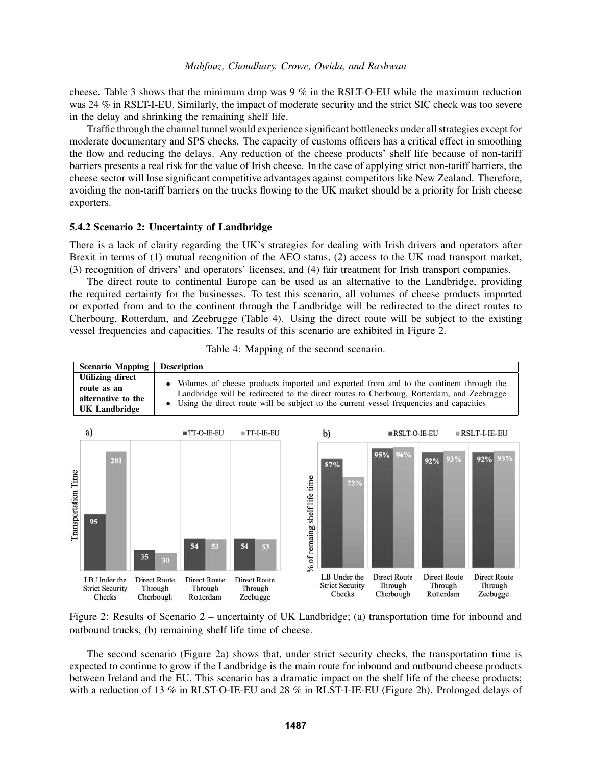cheese. Table 3 shows that the minimum drop was 9 % in the RSLT-O-EU while the maximum reduction was 24 % in RSLT-I-EU. Similarly, the impact of moderate security and the strict SIC check was too severe in the delay and shrinking the remaining shelf life.

Traffic through the channel tunnel would experience significant bottlenecks under all strategies except for moderate documentary and SPS checks. The capacity of customs officers has a critical effect in smoothing the flow and reducing the delays. Any reduction of the cheese products' shelf life because of non-tariff barriers presents a real risk for the value of Irish cheese. In the case of applying strict non-tariff barriers, the cheese sector will lose significant competitive advantages against competitors like New Zealand. Therefore, avoiding the non-tariff barriers on the trucks flowing to the UK market should be a priority for Irish cheese exporters.

### 5.4.2 Scenario 2: Uncertainty of Landbridge

There is a lack of clarity regarding the UK's strategies for dealing with Irish drivers and operators after Brexit in terms of (1) mutual recognition of the AEO status, (2) access to the UK road transport market, (3) recognition of drivers' and operators' licenses, and (4) fair treatment for Irish transport companies.

The direct route to continental Europe can be used as an alternative to the Landbridge, providing the required certainty for the businesses. To test this scenario, all volumes of cheese products imported or exported from and to the continent through the Landbridge will be redirected to the direct routes to Cherbourg, Rotterdam, and Zeebrugge (Table 4). Using the direct route will be subject to the existing vessel frequencies and capacities. The results of this scenario are exhibited in Figure 2.

Table 4: Mapping of the second scenario.

| Scenario Mapping | Description |
|---|---|
| **Utilizing direct route as an alternative to the UK Landbridge** | • Volumes of cheese products imported and exported from and to the continent through the Landbridge will be redirected to the direct routes to Cherbourg, Rotterdam, and Zeebrugge<br>• Using the direct route will be subject to the current vessel frequencies and capacities |

a)

| | TT-O-IE-EU | TT-I-IE-EU |
|---|---|---|
| LB Under the Strict Security Checks | 95 | 201 |
| Direct Route Through Cherbough | 35 | 30 |
| Direct Route Through Rotterdam | 54 | 53 |
| Direct Route Through Zeebugge | 54 | 53 |

b)

| | RSLT-O-IE-EU | RSLT-I-IE-EU |
|---|---|---|
| LB Under the Strict Security Checks | 87% | 72% |
| Direct Route Through Cherbough | 95% | 96% |
| Direct Route Through Rotterdam | 92% | 93% |
| Direct Route Through Zeebugge | 92% | 93% |

Figure 2: Results of Scenario 2 – uncertainty of UK Landbridge; (a) transportation time for inbound and outbound trucks, (b) remaining shelf life time of cheese.

The second scenario (Figure 2a) shows that, under strict security checks, the transportation time is expected to continue to grow if the Landbridge is the main route for inbound and outbound cheese products between Ireland and the EU. This scenario has a dramatic impact on the shelf life of the cheese products; with a reduction of 13 % in RLST-O-IE-EU and 28 % in RLST-I-IE-EU (Figure 2b). Prolonged delays of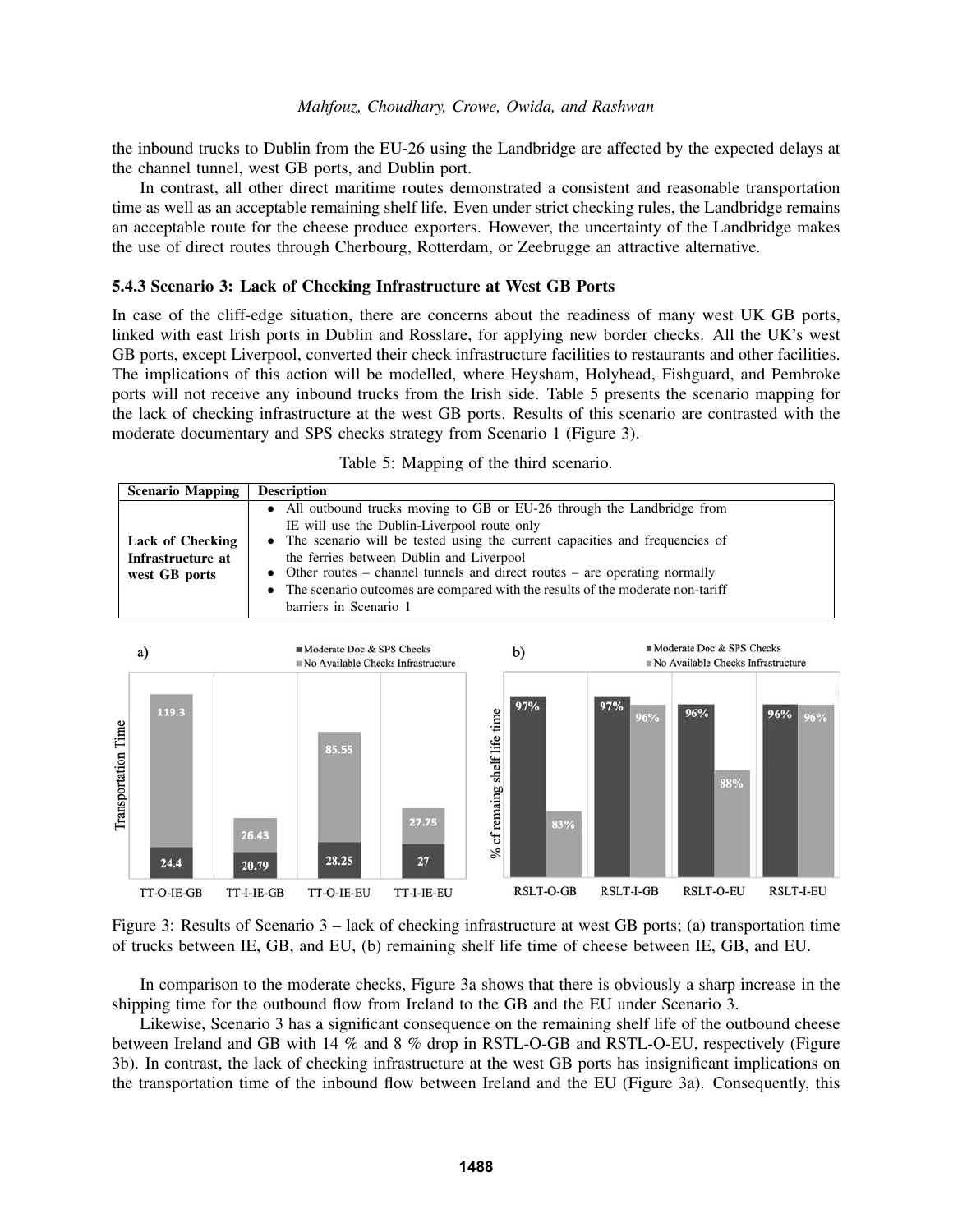the inbound trucks to Dublin from the EU-26 using the Landbridge are affected by the expected delays at the channel tunnel, west GB ports, and Dublin port.

In contrast, all other direct maritime routes demonstrated a consistent and reasonable transportation time as well as an acceptable remaining shelf life. Even under strict checking rules, the Landbridge remains an acceptable route for the cheese produce exporters. However, the uncertainty of the Landbridge makes the use of direct routes through Cherbourg, Rotterdam, or Zeebrugge an attractive alternative.

### 5.4.3 Scenario 3: Lack of Checking Infrastructure at West GB Ports

In case of the cliff-edge situation, there are concerns about the readiness of many west UK GB ports, linked with east Irish ports in Dublin and Rosslare, for applying new border checks. All the UK's west GB ports, except Liverpool, converted their check infrastructure facilities to restaurants and other facilities. The implications of this action will be modelled, where Heysham, Holyhead, Fishguard, and Pembroke ports will not receive any inbound trucks from the Irish side. Table 5 presents the scenario mapping for the lack of checking infrastructure at the west GB ports. Results of this scenario are contrasted with the moderate documentary and SPS checks strategy from Scenario 1 (Figure 3).

Table 5: Mapping of the third scenario.

| Scenario Mapping | Description |
|---|---|
| **Lack of Checking Infrastructure at west GB ports** | • All outbound trucks moving to GB or EU-26 through the Landbridge from IE will use the Dublin-Liverpool route only<br>• The scenario will be tested using the current capacities and frequencies of the ferries between Dublin and Liverpool<br>• Other routes – channel tunnels and direct routes – are operating normally<br>• The scenario outcomes are compared with the results of the moderate non-tariff barriers in Scenario 1 |

Figure 3: Results of Scenario 3 – lack of checking infrastructure at west GB ports; (a) transportation time of trucks between IE, GB, and EU, (b) remaining shelf life time of cheese between IE, GB, and EU.

In comparison to the moderate checks, Figure 3a shows that there is obviously a sharp increase in the shipping time for the outbound flow from Ireland to the GB and the EU under Scenario 3.

Likewise, Scenario 3 has a significant consequence on the remaining shelf life of the outbound cheese between Ireland and GB with 14 % and 8 % drop in RSTL-O-GB and RSTL-O-EU, respectively (Figure 3b). In contrast, the lack of checking infrastructure at the west GB ports has insignificant implications on the transportation time of the inbound flow between Ireland and the EU (Figure 3a). Consequently, this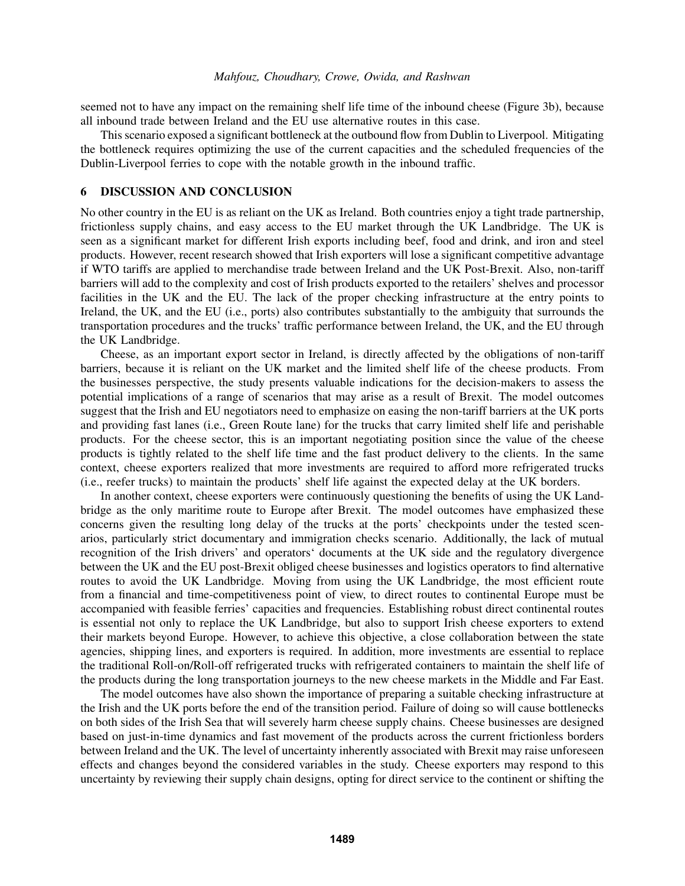seemed not to have any impact on the remaining shelf life time of the inbound cheese (Figure 3b), because all inbound trade between Ireland and the EU use alternative routes in this case.

This scenario exposed a significant bottleneck at the outbound flow from Dublin to Liverpool. Mitigating the bottleneck requires optimizing the use of the current capacities and the scheduled frequencies of the Dublin-Liverpool ferries to cope with the notable growth in the inbound traffic.

## 6 DISCUSSION AND CONCLUSION

No other country in the EU is as reliant on the UK as Ireland. Both countries enjoy a tight trade partnership, frictionless supply chains, and easy access to the EU market through the UK Landbridge. The UK is seen as a significant market for different Irish exports including beef, food and drink, and iron and steel products. However, recent research showed that Irish exporters will lose a significant competitive advantage if WTO tariffs are applied to merchandise trade between Ireland and the UK Post-Brexit. Also, non-tariff barriers will add to the complexity and cost of Irish products exported to the retailers' shelves and processor facilities in the UK and the EU. The lack of the proper checking infrastructure at the entry points to Ireland, the UK, and the EU (i.e., ports) also contributes substantially to the ambiguity that surrounds the transportation procedures and the trucks' traffic performance between Ireland, the UK, and the EU through the UK Landbridge.

Cheese, as an important export sector in Ireland, is directly affected by the obligations of non-tariff barriers, because it is reliant on the UK market and the limited shelf life of the cheese products. From the businesses perspective, the study presents valuable indications for the decision-makers to assess the potential implications of a range of scenarios that may arise as a result of Brexit. The model outcomes suggest that the Irish and EU negotiators need to emphasize on easing the non-tariff barriers at the UK ports and providing fast lanes (i.e., Green Route lane) for the trucks that carry limited shelf life and perishable products. For the cheese sector, this is an important negotiating position since the value of the cheese products is tightly related to the shelf life time and the fast product delivery to the clients. In the same context, cheese exporters realized that more investments are required to afford more refrigerated trucks (i.e., reefer trucks) to maintain the products' shelf life against the expected delay at the UK borders.

In another context, cheese exporters were continuously questioning the benefits of using the UK Landbridge as the only maritime route to Europe after Brexit. The model outcomes have emphasized these concerns given the resulting long delay of the trucks at the ports' checkpoints under the tested scenarios, particularly strict documentary and immigration checks scenario. Additionally, the lack of mutual recognition of the Irish drivers' and operators' documents at the UK side and the regulatory divergence between the UK and the EU post-Brexit obliged cheese businesses and logistics operators to find alternative routes to avoid the UK Landbridge. Moving from using the UK Landbridge, the most efficient route from a financial and time-competitiveness point of view, to direct routes to continental Europe must be accompanied with feasible ferries' capacities and frequencies. Establishing robust direct continental routes is essential not only to replace the UK Landbridge, but also to support Irish cheese exporters to extend their markets beyond Europe. However, to achieve this objective, a close collaboration between the state agencies, shipping lines, and exporters is required. In addition, more investments are essential to replace the traditional Roll-on/Roll-off refrigerated trucks with refrigerated containers to maintain the shelf life of the products during the long transportation journeys to the new cheese markets in the Middle and Far East.

The model outcomes have also shown the importance of preparing a suitable checking infrastructure at the Irish and the UK ports before the end of the transition period. Failure of doing so will cause bottlenecks on both sides of the Irish Sea that will severely harm cheese supply chains. Cheese businesses are designed based on just-in-time dynamics and fast movement of the products across the current frictionless borders between Ireland and the UK. The level of uncertainty inherently associated with Brexit may raise unforeseen effects and changes beyond the considered variables in the study. Cheese exporters may respond to this uncertainty by reviewing their supply chain designs, opting for direct service to the continent or shifting the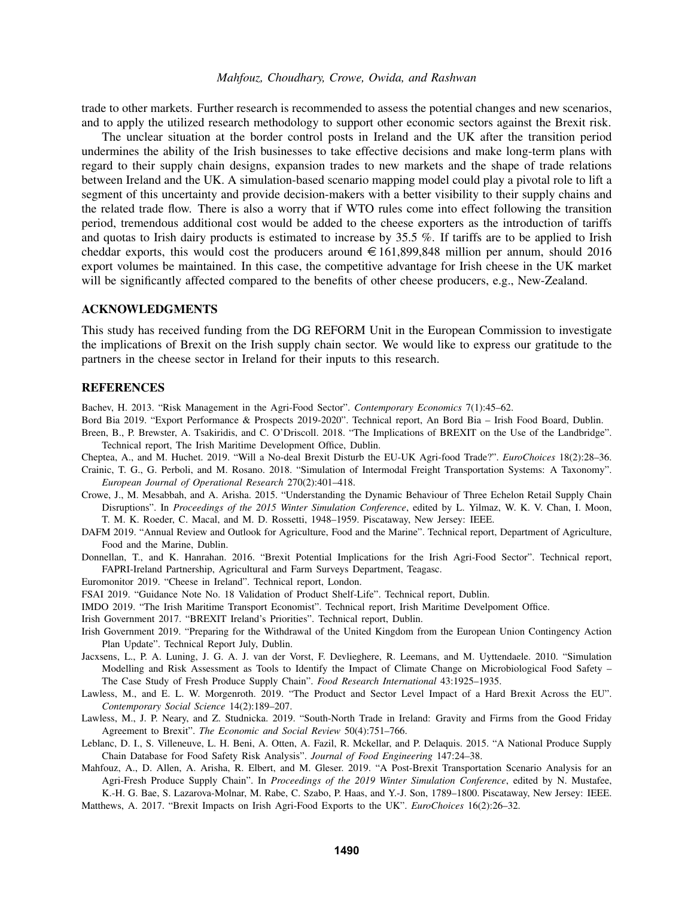trade to other markets. Further research is recommended to assess the potential changes and new scenarios, and to apply the utilized research methodology to support other economic sectors against the Brexit risk.

The unclear situation at the border control posts in Ireland and the UK after the transition period undermines the ability of the Irish businesses to take effective decisions and make long-term plans with regard to their supply chain designs, expansion trades to new markets and the shape of trade relations between Ireland and the UK. A simulation-based scenario mapping model could play a pivotal role to lift a segment of this uncertainty and provide decision-makers with a better visibility to their supply chains and the related trade flow. There is also a worry that if WTO rules come into effect following the transition period, tremendous additional cost would be added to the cheese exporters as the introduction of tariffs and quotas to Irish dairy products is estimated to increase by 35.5 %. If tariffs are to be applied to Irish cheddar exports, this would cost the producers around €161,899,848 million per annum, should 2016 export volumes be maintained. In this case, the competitive advantage for Irish cheese in the UK market will be significantly affected compared to the benefits of other cheese producers, e.g., New-Zealand.

## ACKNOWLEDGMENTS

This study has received funding from the DG REFORM Unit in the European Commission to investigate the implications of Brexit on the Irish supply chain sector. We would like to express our gratitude to the partners in the cheese sector in Ireland for their inputs to this research.

## REFERENCES

Bachev, H. 2013. "Risk Management in the Agri-Food Sector". *Contemporary Economics* 7(1):45–62.

Bord Bia 2019. "Export Performance & Prospects 2019-2020". Technical report, An Bord Bia – Irish Food Board, Dublin.

Breen, B., P. Brewster, A. Tsakiridis, and C. O'Driscoll. 2018. "The Implications of BREXIT on the Use of the Landbridge". Technical report, The Irish Maritime Development Office, Dublin.

Cheptea, A., and M. Huchet. 2019. "Will a No-deal Brexit Disturb the EU-UK Agri-food Trade?". *EuroChoices* 18(2):28–36.

Crainic, T. G., G. Perboli, and M. Rosano. 2018. "Simulation of Intermodal Freight Transportation Systems: A Taxonomy". *European Journal of Operational Research* 270(2):401–418.

Crowe, J., M. Mesabbah, and A. Arisha. 2015. "Understanding the Dynamic Behaviour of Three Echelon Retail Supply Chain Disruptions". In *Proceedings of the 2015 Winter Simulation Conference*, edited by L. Yilmaz, W. K. V. Chan, I. Moon, T. M. K. Roeder, C. Macal, and M. D. Rossetti, 1948–1959. Piscataway, New Jersey: IEEE.

DAFM 2019. "Annual Review and Outlook for Agriculture, Food and the Marine". Technical report, Department of Agriculture, Food and the Marine, Dublin.

Donnellan, T., and K. Hanrahan. 2016. "Brexit Potential Implications for the Irish Agri-Food Sector". Technical report, FAPRI-Ireland Partnership, Agricultural and Farm Surveys Department, Teagasc.

Euromonitor 2019. "Cheese in Ireland". Technical report, London.

FSAI 2019. "Guidance Note No. 18 Validation of Product Shelf-Life". Technical report, Dublin.

IMDO 2019. "The Irish Maritime Transport Economist". Technical report, Irish Maritime Develpoment Office.

Irish Government 2017. "BREXIT Ireland's Priorities". Technical report, Dublin.

Irish Government 2019. "Preparing for the Withdrawal of the United Kingdom from the European Union Contingency Action Plan Update". Technical Report July, Dublin.

Jacxsens, L., P. A. Luning, J. G. A. J. van der Vorst, F. Devlieghere, R. Leemans, and M. Uyttendaele. 2010. "Simulation Modelling and Risk Assessment as Tools to Identify the Impact of Climate Change on Microbiological Food Safety – The Case Study of Fresh Produce Supply Chain". *Food Research International* 43:1925–1935.

Lawless, M., and E. L. W. Morgenroth. 2019. "The Product and Sector Level Impact of a Hard Brexit Across the EU". *Contemporary Social Science* 14(2):189–207.

Lawless, M., J. P. Neary, and Z. Studnicka. 2019. "South-North Trade in Ireland: Gravity and Firms from the Good Friday Agreement to Brexit". *The Economic and Social Review* 50(4):751–766.

Leblanc, D. I., S. Villeneuve, L. H. Beni, A. Otten, A. Fazil, R. Mckellar, and P. Delaquis. 2015. "A National Produce Supply Chain Database for Food Safety Risk Analysis". *Journal of Food Engineering* 147:24–38.

Mahfouz, A., D. Allen, A. Arisha, R. Elbert, and M. Gleser. 2019. "A Post-Brexit Transportation Scenario Analysis for an Agri-Fresh Produce Supply Chain". In *Proceedings of the 2019 Winter Simulation Conference*, edited by N. Mustafee, K.-H. G. Bae, S. Lazarova-Molnar, M. Rabe, C. Szabo, P. Haas, and Y.-J. Son, 1789–1800. Piscataway, New Jersey: IEEE.

Matthews, A. 2017. "Brexit Impacts on Irish Agri-Food Exports to the UK". *EuroChoices* 16(2):26–32.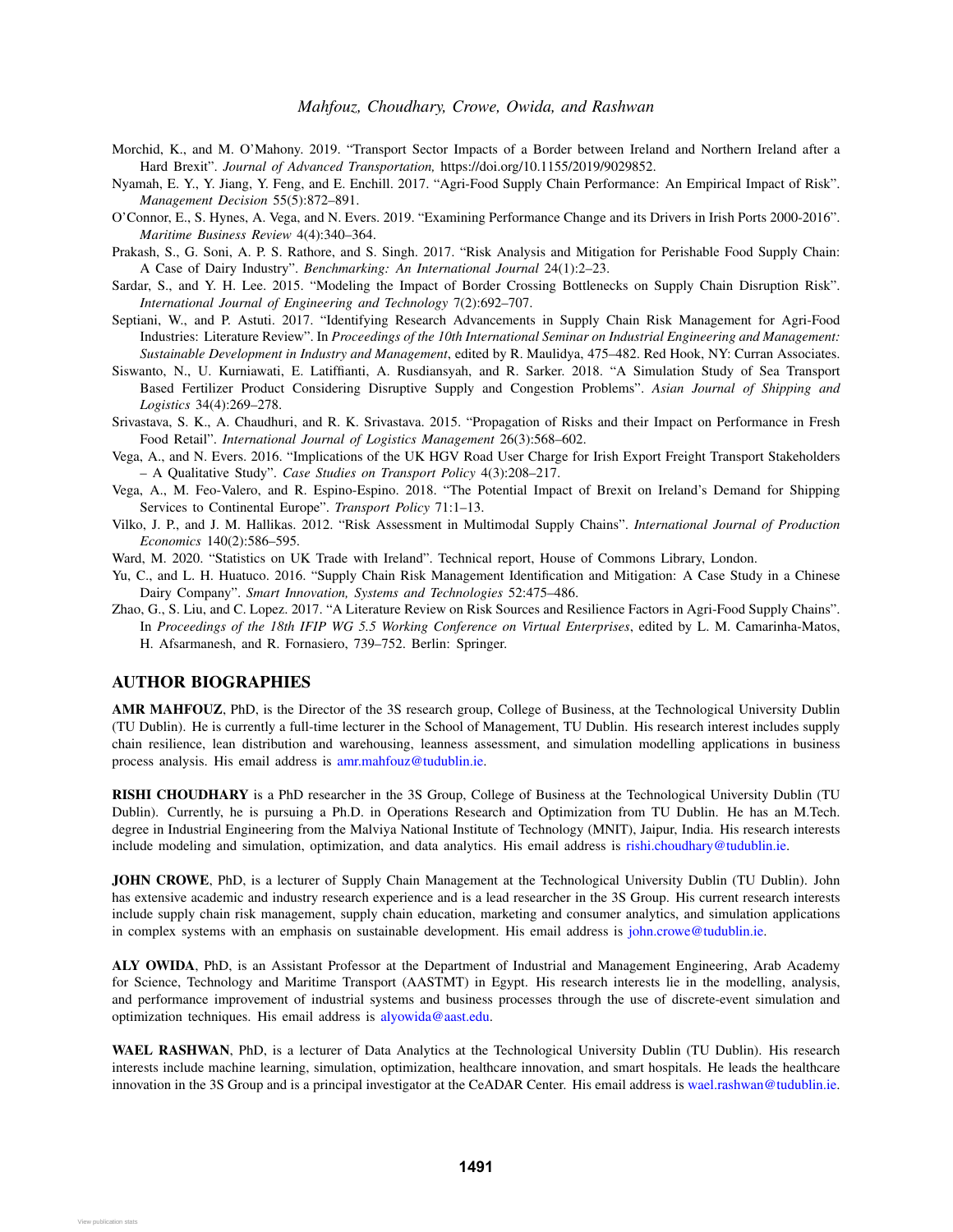Morchid, K., and M. O'Mahony. 2019. "Transport Sector Impacts of a Border between Ireland and Northern Ireland after a Hard Brexit". *Journal of Advanced Transportation,* https://doi.org/10.1155/2019/9029852.

Nyamah, E. Y., Y. Jiang, Y. Feng, and E. Enchill. 2017. "Agri-Food Supply Chain Performance: An Empirical Impact of Risk". *Management Decision* 55(5):872–891.

O'Connor, E., S. Hynes, A. Vega, and N. Evers. 2019. "Examining Performance Change and its Drivers in Irish Ports 2000-2016". *Maritime Business Review* 4(4):340–364.

Prakash, S., G. Soni, A. P. S. Rathore, and S. Singh. 2017. "Risk Analysis and Mitigation for Perishable Food Supply Chain: A Case of Dairy Industry". *Benchmarking: An International Journal* 24(1):2–23.

Sardar, S., and Y. H. Lee. 2015. "Modeling the Impact of Border Crossing Bottlenecks on Supply Chain Disruption Risk". *International Journal of Engineering and Technology* 7(2):692–707.

Septiani, W., and P. Astuti. 2017. "Identifying Research Advancements in Supply Chain Risk Management for Agri-Food Industries: Literature Review". In *Proceedings of the 10th International Seminar on Industrial Engineering and Management: Sustainable Development in Industry and Management*, edited by R. Maulidya, 475–482. Red Hook, NY: Curran Associates.

Siswanto, N., U. Kurniawati, E. Latiffianti, A. Rusdiansyah, and R. Sarker. 2018. "A Simulation Study of Sea Transport Based Fertilizer Product Considering Disruptive Supply and Congestion Problems". *Asian Journal of Shipping and Logistics* 34(4):269–278.

Srivastava, S. K., A. Chaudhuri, and R. K. Srivastava. 2015. "Propagation of Risks and their Impact on Performance in Fresh Food Retail". *International Journal of Logistics Management* 26(3):568–602.

Vega, A., and N. Evers. 2016. "Implications of the UK HGV Road User Charge for Irish Export Freight Transport Stakeholders – A Qualitative Study". *Case Studies on Transport Policy* 4(3):208–217.

Vega, A., M. Feo-Valero, and R. Espino-Espino. 2018. "The Potential Impact of Brexit on Ireland's Demand for Shipping Services to Continental Europe". *Transport Policy* 71:1–13.

Vilko, J. P., and J. M. Hallikas. 2012. "Risk Assessment in Multimodal Supply Chains". *International Journal of Production Economics* 140(2):586–595.

Ward, M. 2020. "Statistics on UK Trade with Ireland". Technical report, House of Commons Library, London.

Yu, C., and L. H. Huatuco. 2016. "Supply Chain Risk Management Identification and Mitigation: A Case Study in a Chinese Dairy Company". *Smart Innovation, Systems and Technologies* 52:475–486.

Zhao, G., S. Liu, and C. Lopez. 2017. "A Literature Review on Risk Sources and Resilience Factors in Agri-Food Supply Chains". In *Proceedings of the 18th IFIP WG 5.5 Working Conference on Virtual Enterprises*, edited by L. M. Camarinha-Matos, H. Afsarmanesh, and R. Fornasiero, 739–752. Berlin: Springer.

## AUTHOR BIOGRAPHIES

**AMR MAHFOUZ**, PhD, is the Director of the 3S research group, College of Business, at the Technological University Dublin (TU Dublin). He is currently a full-time lecturer in the School of Management, TU Dublin. His research interest includes supply chain resilience, lean distribution and warehousing, leanness assessment, and simulation modelling applications in business process analysis. His email address is amr.mahfouz@tudublin.ie.

**RISHI CHOUDHARY** is a PhD researcher in the 3S Group, College of Business at the Technological University Dublin (TU Dublin). Currently, he is pursuing a Ph.D. in Operations Research and Optimization from TU Dublin. He has an M.Tech. degree in Industrial Engineering from the Malviya National Institute of Technology (MNIT), Jaipur, India. His research interests include modeling and simulation, optimization, and data analytics. His email address is rishi.choudhary@tudublin.ie.

**JOHN CROWE**, PhD, is a lecturer of Supply Chain Management at the Technological University Dublin (TU Dublin). John has extensive academic and industry research experience and is a lead researcher in the 3S Group. His current research interests include supply chain risk management, supply chain education, marketing and consumer analytics, and simulation applications in complex systems with an emphasis on sustainable development. His email address is john.crowe@tudublin.ie.

**ALY OWIDA**, PhD, is an Assistant Professor at the Department of Industrial and Management Engineering, Arab Academy for Science, Technology and Maritime Transport (AASTMT) in Egypt. His research interests lie in the modelling, analysis, and performance improvement of industrial systems and business processes through the use of discrete-event simulation and optimization techniques. His email address is alyowida@aast.edu.

**WAEL RASHWAN**, PhD, is a lecturer of Data Analytics at the Technological University Dublin (TU Dublin). His research interests include machine learning, simulation, optimization, healthcare innovation, and smart hospitals. He leads the healthcare innovation in the 3S Group and is a principal investigator at the CeADAR Center. His email address is wael.rashwan@tudublin.ie.